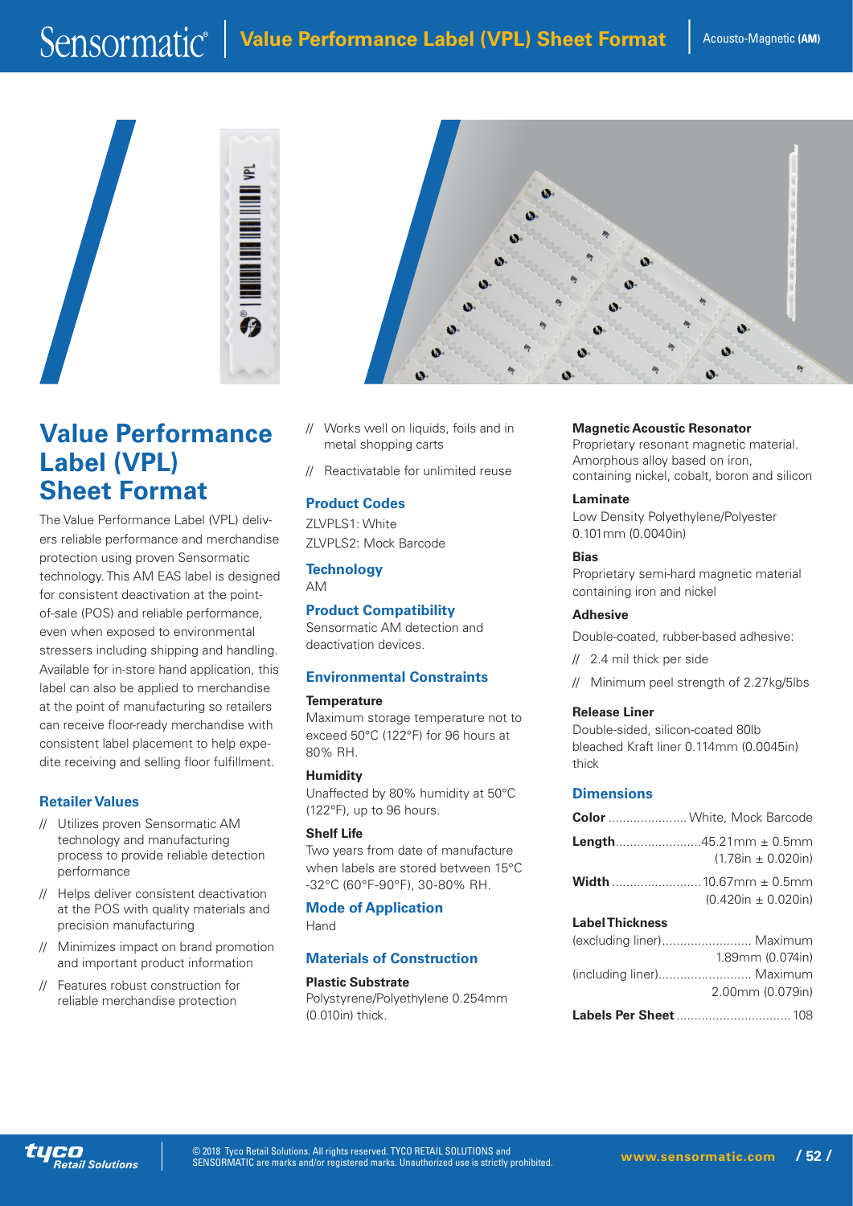# Value Performance Label (VPL) Sheet Format

The Value Performance Label (VPL) delivers reliable performance and merchandise protection using proven Sensormatic technology. This AM EAS label is designed for consistent deactivation at the point-of-sale (POS) and reliable performance, even when exposed to environmental stressers including shipping and handling. Available for in-store hand application, this label can also be applied to merchandise at the point of manufacturing so retailers can receive floor-ready merchandise with consistent label placement to help expedite receiving and selling floor fulfillment.

## Retailer Values

- Utilizes proven Sensormatic AM technology and manufacturing process to provide reliable detection performance
- Helps deliver consistent deactivation at the POS with quality materials and precision manufacturing
- Minimizes impact on brand promotion and important product information
- Features robust construction for reliable merchandise protection
- Works well on liquids, foils and in metal shopping carts
- Reactivatable for unlimited reuse

## Product Codes

ZLVPLS1: White
ZLVPLS2: Mock Barcode

## Technology

AM

## Product Compatibility

Sensormatic AM detection and deactivation devices.

## Environmental Constraints

### Temperature

Maximum storage temperature not to exceed 50°C (122°F) for 96 hours at 80% RH.

### Humidity

Unaffected by 80% humidity at 50°C (122°F), up to 96 hours.

### Shelf Life

Two years from date of manufacture when labels are stored between 15°C -32°C (60°F-90°F), 30-80% RH.

## Mode of Application

Hand

## Materials of Construction

### Plastic Substrate

Polystyrene/Polyethylene 0.254mm (0.010in) thick.

### Magnetic Acoustic Resonator

Proprietary resonant magnetic material. Amorphous alloy based on iron, containing nickel, cobalt, boron and silicon

### Laminate

Low Density Polyethylene/Polyester 0.101mm (0.0040in)

### Bias

Proprietary semi-hard magnetic material containing iron and nickel

### Adhesive

Double-coated, rubber-based adhesive:

- 2.4 mil thick per side
- Minimum peel strength of 2.27kg/5lbs

### Release Liner

Double-sided, silicon-coated 80lb bleached Kraft liner 0.114mm (0.0045in) thick

## Dimensions

**Color** ...................... White, Mock Barcode

**Length** ........................45.21mm ± 0.5mm (1.78in ± 0.020in)

**Width** .........................10.67mm ± 0.5mm (0.420in ± 0.020in)

**Label Thickness**

(excluding liner)......................... Maximum 1.89mm (0.074in)

(including liner).......................... Maximum 2.00mm (0.079in)

**Labels Per Sheet** ................................ 108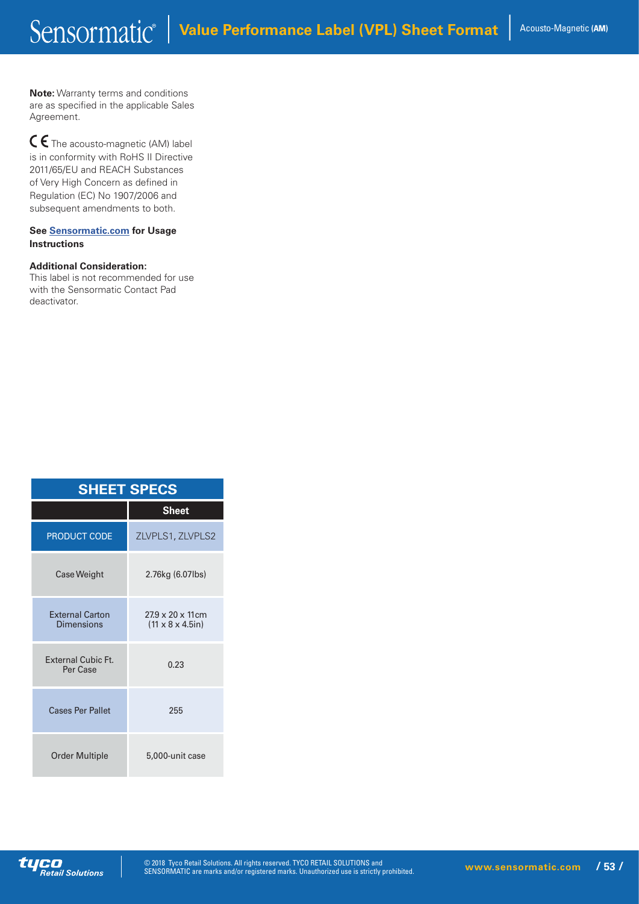**Note:** Warranty terms and conditions are as specified in the applicable Sales Agreement.

CE The acousto-magnetic (AM) label is in conformity with RoHS II Directive 2011/65/EU and REACH Substances of Very High Concern as defined in Regulation (EC) No 1907/2006 and subsequent amendments to both.

**See Sensormatic.com for Usage Instructions**

**Additional Consideration:**
This label is not recommended for use with the Sensormatic Contact Pad deactivator.

## SHEET SPECS

| | Sheet |
|---|---|
| PRODUCT CODE | ZLVPLS1, ZLVPLS2 |
| Case Weight | 2.76kg (6.07lbs) |
| External Carton Dimensions | 27.9 x 20 x 11cm (11 x 8 x 4.5in) |
| External Cubic Ft. Per Case | 0.23 |
| Cases Per Pallet | 255 |
| Order Multiple | 5,000-unit case |